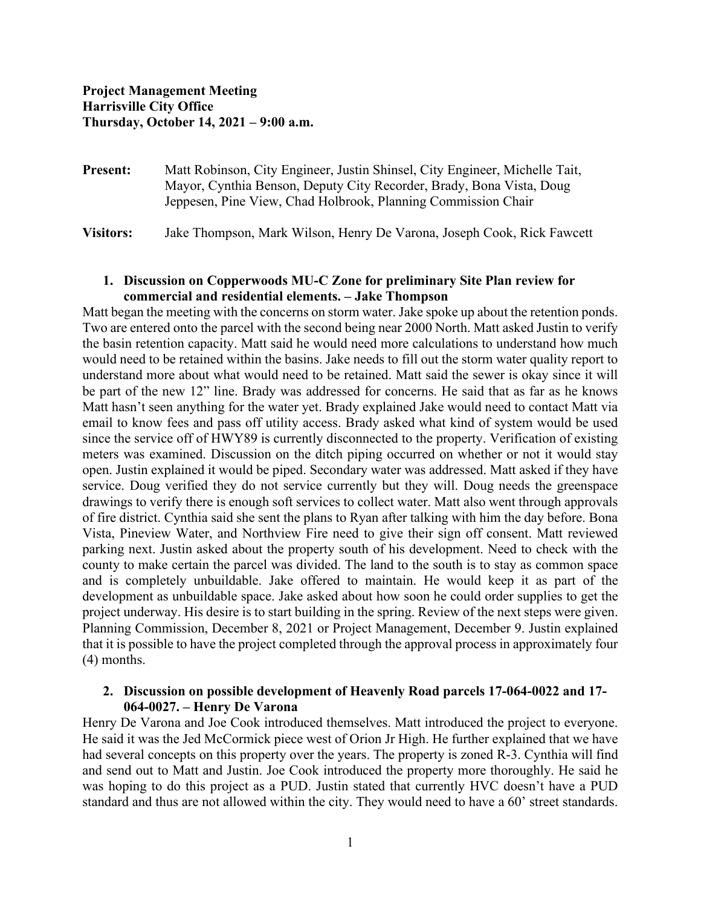**Project Management Meeting**
**Harrisville City Office**
**Thursday, October 14, 2021 – 9:00 a.m.**

**Present:** Matt Robinson, City Engineer, Justin Shinsel, City Engineer, Michelle Tait, Mayor, Cynthia Benson, Deputy City Recorder, Brady, Bona Vista, Doug Jeppesen, Pine View, Chad Holbrook, Planning Commission Chair

**Visitors:** Jake Thompson, Mark Wilson, Henry De Varona, Joseph Cook, Rick Fawcett

1. **Discussion on Copperwoods MU-C Zone for preliminary Site Plan review for commercial and residential elements. – Jake Thompson**

Matt began the meeting with the concerns on storm water. Jake spoke up about the retention ponds. Two are entered onto the parcel with the second being near 2000 North. Matt asked Justin to verify the basin retention capacity. Matt said he would need more calculations to understand how much would need to be retained within the basins. Jake needs to fill out the storm water quality report to understand more about what would need to be retained. Matt said the sewer is okay since it will be part of the new 12" line. Brady was addressed for concerns. He said that as far as he knows Matt hasn't seen anything for the water yet. Brady explained Jake would need to contact Matt via email to know fees and pass off utility access. Brady asked what kind of system would be used since the service off of HWY89 is currently disconnected to the property. Verification of existing meters was examined. Discussion on the ditch piping occurred on whether or not it would stay open. Justin explained it would be piped. Secondary water was addressed. Matt asked if they have service. Doug verified they do not service currently but they will. Doug needs the greenspace drawings to verify there is enough soft services to collect water. Matt also went through approvals of fire district. Cynthia said she sent the plans to Ryan after talking with him the day before. Bona Vista, Pineview Water, and Northview Fire need to give their sign off consent. Matt reviewed parking next. Justin asked about the property south of his development. Need to check with the county to make certain the parcel was divided. The land to the south is to stay as common space and is completely unbuildable. Jake offered to maintain. He would keep it as part of the development as unbuildable space. Jake asked about how soon he could order supplies to get the project underway. His desire is to start building in the spring. Review of the next steps were given. Planning Commission, December 8, 2021 or Project Management, December 9. Justin explained that it is possible to have the project completed through the approval process in approximately four (4) months.

2. **Discussion on possible development of Heavenly Road parcels 17-064-0022 and 17-064-0027. – Henry De Varona**

Henry De Varona and Joe Cook introduced themselves. Matt introduced the project to everyone. He said it was the Jed McCormick piece west of Orion Jr High. He further explained that we have had several concepts on this property over the years. The property is zoned R-3. Cynthia will find and send out to Matt and Justin. Joe Cook introduced the property more thoroughly. He said he was hoping to do this project as a PUD. Justin stated that currently HVC doesn't have a PUD standard and thus are not allowed within the city. They would need to have a 60' street standards.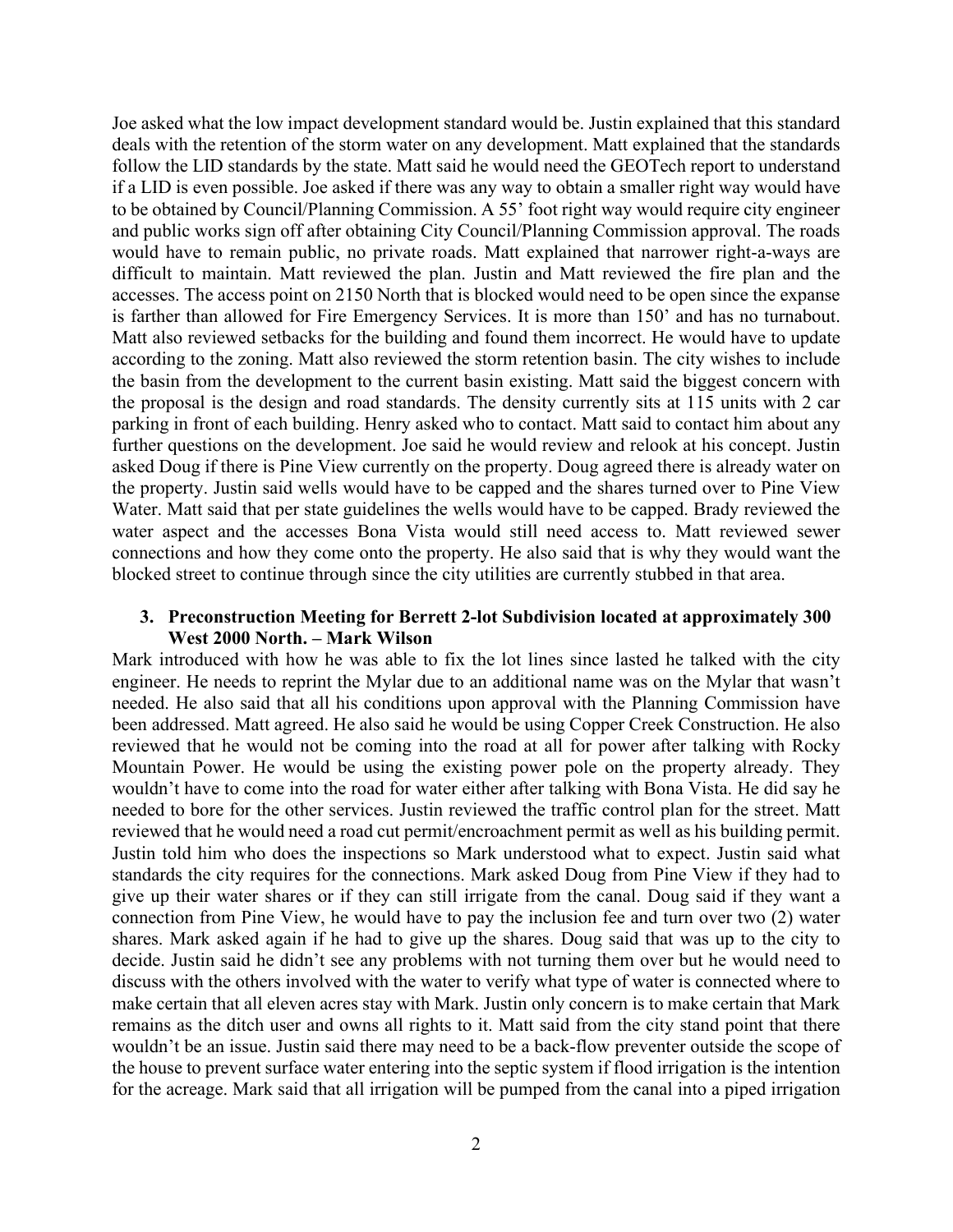Joe asked what the low impact development standard would be. Justin explained that this standard deals with the retention of the storm water on any development. Matt explained that the standards follow the LID standards by the state. Matt said he would need the GEOTech report to understand if a LID is even possible. Joe asked if there was any way to obtain a smaller right way would have to be obtained by Council/Planning Commission. A 55' foot right way would require city engineer and public works sign off after obtaining City Council/Planning Commission approval. The roads would have to remain public, no private roads. Matt explained that narrower right-a-ways are difficult to maintain. Matt reviewed the plan. Justin and Matt reviewed the fire plan and the accesses. The access point on 2150 North that is blocked would need to be open since the expanse is farther than allowed for Fire Emergency Services. It is more than 150' and has no turnabout. Matt also reviewed setbacks for the building and found them incorrect. He would have to update according to the zoning. Matt also reviewed the storm retention basin. The city wishes to include the basin from the development to the current basin existing. Matt said the biggest concern with the proposal is the design and road standards. The density currently sits at 115 units with 2 car parking in front of each building. Henry asked who to contact. Matt said to contact him about any further questions on the development. Joe said he would review and relook at his concept. Justin asked Doug if there is Pine View currently on the property. Doug agreed there is already water on the property. Justin said wells would have to be capped and the shares turned over to Pine View Water. Matt said that per state guidelines the wells would have to be capped. Brady reviewed the water aspect and the accesses Bona Vista would still need access to. Matt reviewed sewer connections and how they come onto the property. He also said that is why they would want the blocked street to continue through since the city utilities are currently stubbed in that area.

3. **Preconstruction Meeting for Berrett 2-lot Subdivision located at approximately 300 West 2000 North. – Mark Wilson**

Mark introduced with how he was able to fix the lot lines since lasted he talked with the city engineer. He needs to reprint the Mylar due to an additional name was on the Mylar that wasn't needed. He also said that all his conditions upon approval with the Planning Commission have been addressed. Matt agreed. He also said he would be using Copper Creek Construction. He also reviewed that he would not be coming into the road at all for power after talking with Rocky Mountain Power. He would be using the existing power pole on the property already. They wouldn't have to come into the road for water either after talking with Bona Vista. He did say he needed to bore for the other services. Justin reviewed the traffic control plan for the street. Matt reviewed that he would need a road cut permit/encroachment permit as well as his building permit. Justin told him who does the inspections so Mark understood what to expect. Justin said what standards the city requires for the connections. Mark asked Doug from Pine View if they had to give up their water shares or if they can still irrigate from the canal. Doug said if they want a connection from Pine View, he would have to pay the inclusion fee and turn over two (2) water shares. Mark asked again if he had to give up the shares. Doug said that was up to the city to decide. Justin said he didn't see any problems with not turning them over but he would need to discuss with the others involved with the water to verify what type of water is connected where to make certain that all eleven acres stay with Mark. Justin only concern is to make certain that Mark remains as the ditch user and owns all rights to it. Matt said from the city stand point that there wouldn't be an issue. Justin said there may need to be a back-flow preventer outside the scope of the house to prevent surface water entering into the septic system if flood irrigation is the intention for the acreage. Mark said that all irrigation will be pumped from the canal into a piped irrigation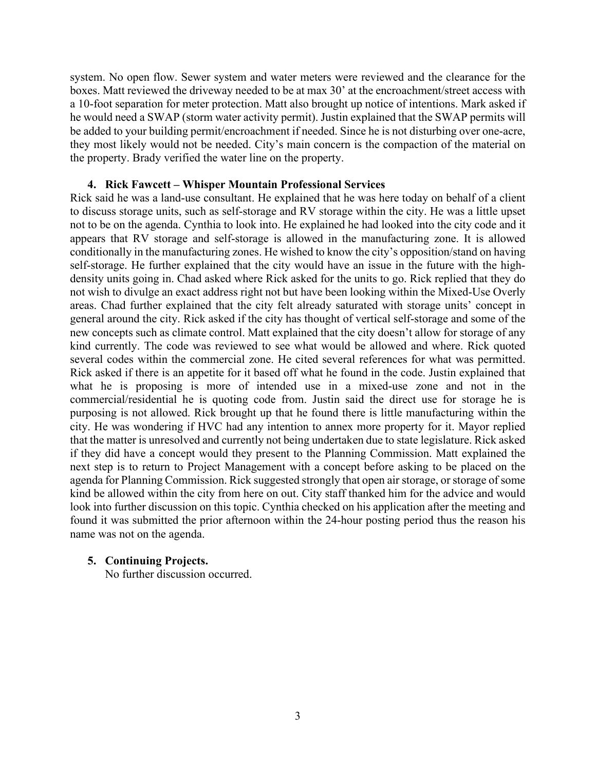system. No open flow. Sewer system and water meters were reviewed and the clearance for the boxes. Matt reviewed the driveway needed to be at max 30' at the encroachment/street access with a 10-foot separation for meter protection. Matt also brought up notice of intentions. Mark asked if he would need a SWAP (storm water activity permit). Justin explained that the SWAP permits will be added to your building permit/encroachment if needed. Since he is not disturbing over one-acre, they most likely would not be needed. City's main concern is the compaction of the material on the property. Brady verified the water line on the property.

4. **Rick Fawcett – Whisper Mountain Professional Services**

Rick said he was a land-use consultant. He explained that he was here today on behalf of a client to discuss storage units, such as self-storage and RV storage within the city. He was a little upset not to be on the agenda. Cynthia to look into. He explained he had looked into the city code and it appears that RV storage and self-storage is allowed in the manufacturing zone. It is allowed conditionally in the manufacturing zones. He wished to know the city's opposition/stand on having self-storage. He further explained that the city would have an issue in the future with the high-density units going in. Chad asked where Rick asked for the units to go. Rick replied that they do not wish to divulge an exact address right not but have been looking within the Mixed-Use Overly areas. Chad further explained that the city felt already saturated with storage units' concept in general around the city. Rick asked if the city has thought of vertical self-storage and some of the new concepts such as climate control. Matt explained that the city doesn't allow for storage of any kind currently. The code was reviewed to see what would be allowed and where. Rick quoted several codes within the commercial zone. He cited several references for what was permitted. Rick asked if there is an appetite for it based off what he found in the code. Justin explained that what he is proposing is more of intended use in a mixed-use zone and not in the commercial/residential he is quoting code from. Justin said the direct use for storage he is purposing is not allowed. Rick brought up that he found there is little manufacturing within the city. He was wondering if HVC had any intention to annex more property for it. Mayor replied that the matter is unresolved and currently not being undertaken due to state legislature. Rick asked if they did have a concept would they present to the Planning Commission. Matt explained the next step is to return to Project Management with a concept before asking to be placed on the agenda for Planning Commission. Rick suggested strongly that open air storage, or storage of some kind be allowed within the city from here on out. City staff thanked him for the advice and would look into further discussion on this topic. Cynthia checked on his application after the meeting and found it was submitted the prior afternoon within the 24-hour posting period thus the reason his name was not on the agenda.

5. **Continuing Projects.**

   No further discussion occurred.